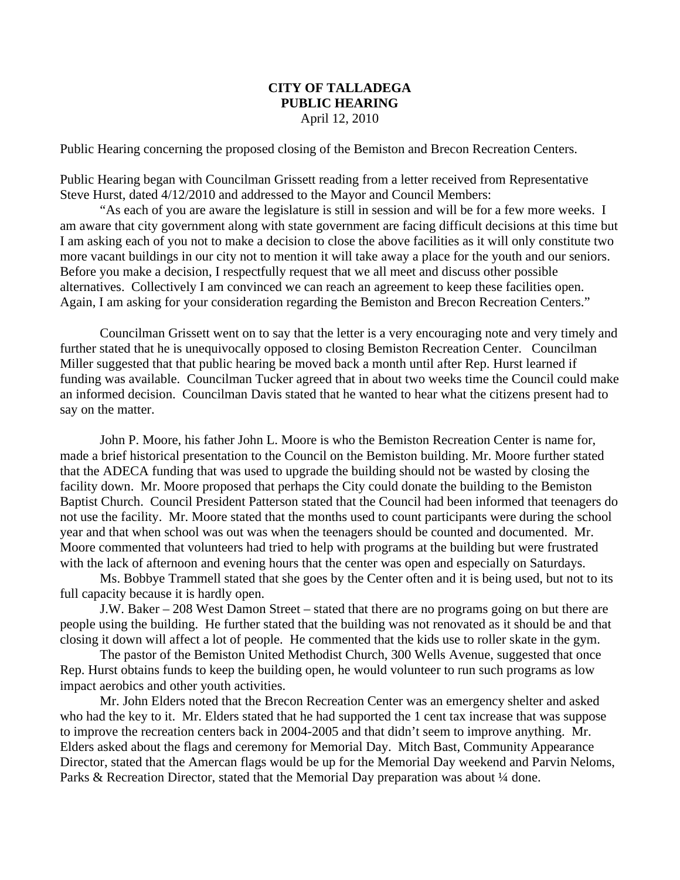**CITY OF TALLADEGA**
**PUBLIC HEARING**
April 12, 2010

Public Hearing concerning the proposed closing of the Bemiston and Brecon Recreation Centers.

Public Hearing began with Councilman Grissett reading from a letter received from Representative Steve Hurst, dated 4/12/2010 and addressed to the Mayor and Council Members:

"As each of you are aware the legislature is still in session and will be for a few more weeks. I am aware that city government along with state government are facing difficult decisions at this time but I am asking each of you not to make a decision to close the above facilities as it will only constitute two more vacant buildings in our city not to mention it will take away a place for the youth and our seniors. Before you make a decision, I respectfully request that we all meet and discuss other possible alternatives. Collectively I am convinced we can reach an agreement to keep these facilities open. Again, I am asking for your consideration regarding the Bemiston and Brecon Recreation Centers."

Councilman Grissett went on to say that the letter is a very encouraging note and very timely and further stated that he is unequivocally opposed to closing Bemiston Recreation Center. Councilman Miller suggested that that public hearing be moved back a month until after Rep. Hurst learned if funding was available. Councilman Tucker agreed that in about two weeks time the Council could make an informed decision. Councilman Davis stated that he wanted to hear what the citizens present had to say on the matter.

John P. Moore, his father John L. Moore is who the Bemiston Recreation Center is name for, made a brief historical presentation to the Council on the Bemiston building. Mr. Moore further stated that the ADECA funding that was used to upgrade the building should not be wasted by closing the facility down. Mr. Moore proposed that perhaps the City could donate the building to the Bemiston Baptist Church. Council President Patterson stated that the Council had been informed that teenagers do not use the facility. Mr. Moore stated that the months used to count participants were during the school year and that when school was out was when the teenagers should be counted and documented. Mr. Moore commented that volunteers had tried to help with programs at the building but were frustrated with the lack of afternoon and evening hours that the center was open and especially on Saturdays.

Ms. Bobbye Trammell stated that she goes by the Center often and it is being used, but not to its full capacity because it is hardly open.

J.W. Baker – 208 West Damon Street – stated that there are no programs going on but there are people using the building. He further stated that the building was not renovated as it should be and that closing it down will affect a lot of people. He commented that the kids use to roller skate in the gym.

The pastor of the Bemiston United Methodist Church, 300 Wells Avenue, suggested that once Rep. Hurst obtains funds to keep the building open, he would volunteer to run such programs as low impact aerobics and other youth activities.

Mr. John Elders noted that the Brecon Recreation Center was an emergency shelter and asked who had the key to it. Mr. Elders stated that he had supported the 1 cent tax increase that was suppose to improve the recreation centers back in 2004-2005 and that didn't seem to improve anything. Mr. Elders asked about the flags and ceremony for Memorial Day. Mitch Bast, Community Appearance Director, stated that the Amercan flags would be up for the Memorial Day weekend and Parvin Neloms, Parks & Recreation Director, stated that the Memorial Day preparation was about ¼ done.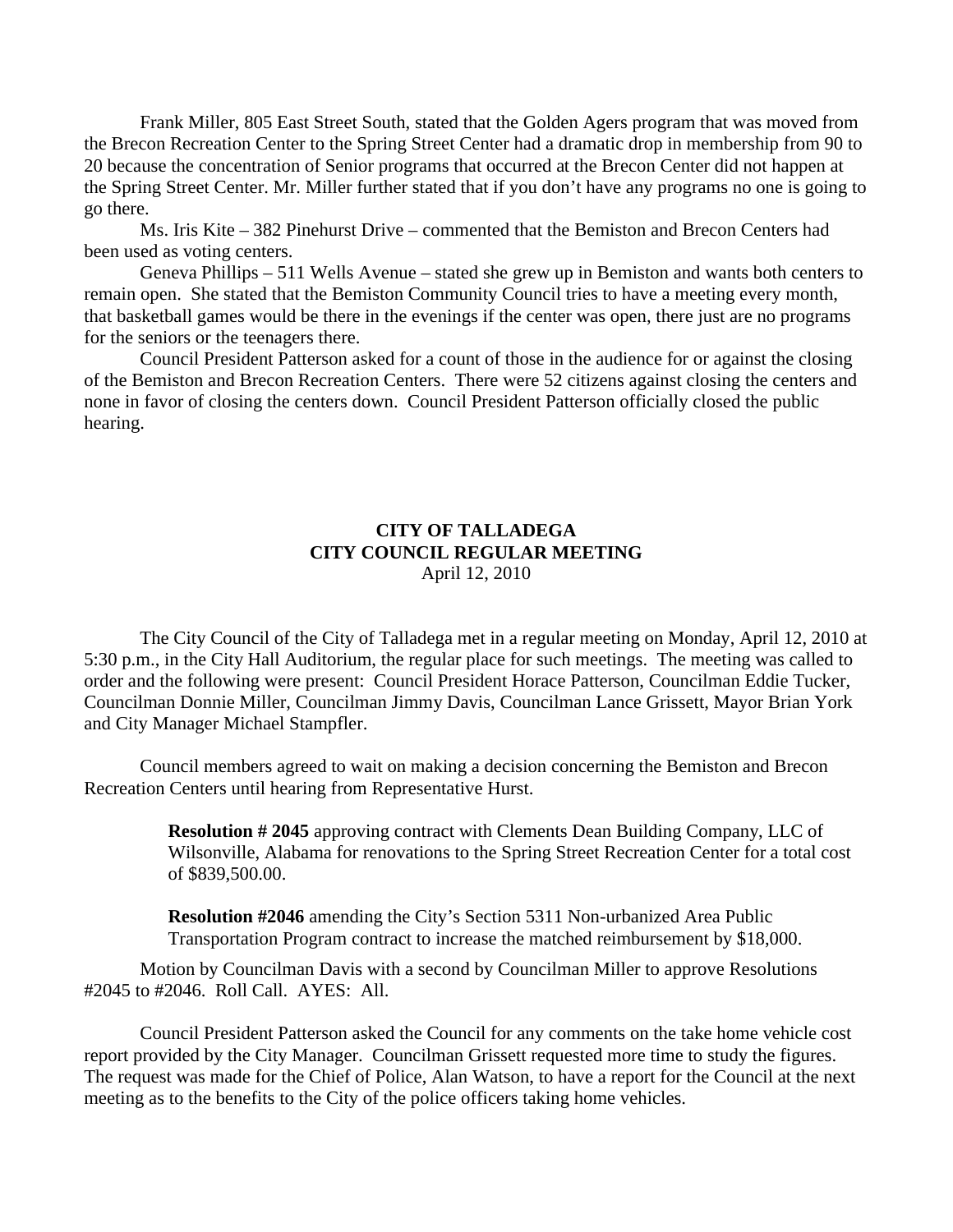Frank Miller, 805 East Street South, stated that the Golden Agers program that was moved from the Brecon Recreation Center to the Spring Street Center had a dramatic drop in membership from 90 to 20 because the concentration of Senior programs that occurred at the Brecon Center did not happen at the Spring Street Center. Mr. Miller further stated that if you don't have any programs no one is going to go there.

Ms. Iris Kite – 382 Pinehurst Drive – commented that the Bemiston and Brecon Centers had been used as voting centers.

Geneva Phillips – 511 Wells Avenue – stated she grew up in Bemiston and wants both centers to remain open. She stated that the Bemiston Community Council tries to have a meeting every month, that basketball games would be there in the evenings if the center was open, there just are no programs for the seniors or the teenagers there.

Council President Patterson asked for a count of those in the audience for or against the closing of the Bemiston and Brecon Recreation Centers. There were 52 citizens against closing the centers and none in favor of closing the centers down. Council President Patterson officially closed the public hearing.

**CITY OF TALLADEGA**
**CITY COUNCIL REGULAR MEETING**
April 12, 2010

The City Council of the City of Talladega met in a regular meeting on Monday, April 12, 2010 at 5:30 p.m., in the City Hall Auditorium, the regular place for such meetings. The meeting was called to order and the following were present: Council President Horace Patterson, Councilman Eddie Tucker, Councilman Donnie Miller, Councilman Jimmy Davis, Councilman Lance Grissett, Mayor Brian York and City Manager Michael Stampfler.

Council members agreed to wait on making a decision concerning the Bemiston and Brecon Recreation Centers until hearing from Representative Hurst.

> **Resolution # 2045** approving contract with Clements Dean Building Company, LLC of Wilsonville, Alabama for renovations to the Spring Street Recreation Center for a total cost of $839,500.00.

> **Resolution #2046** amending the City's Section 5311 Non-urbanized Area Public Transportation Program contract to increase the matched reimbursement by $18,000.

Motion by Councilman Davis with a second by Councilman Miller to approve Resolutions #2045 to #2046. Roll Call. AYES: All.

Council President Patterson asked the Council for any comments on the take home vehicle cost report provided by the City Manager. Councilman Grissett requested more time to study the figures. The request was made for the Chief of Police, Alan Watson, to have a report for the Council at the next meeting as to the benefits to the City of the police officers taking home vehicles.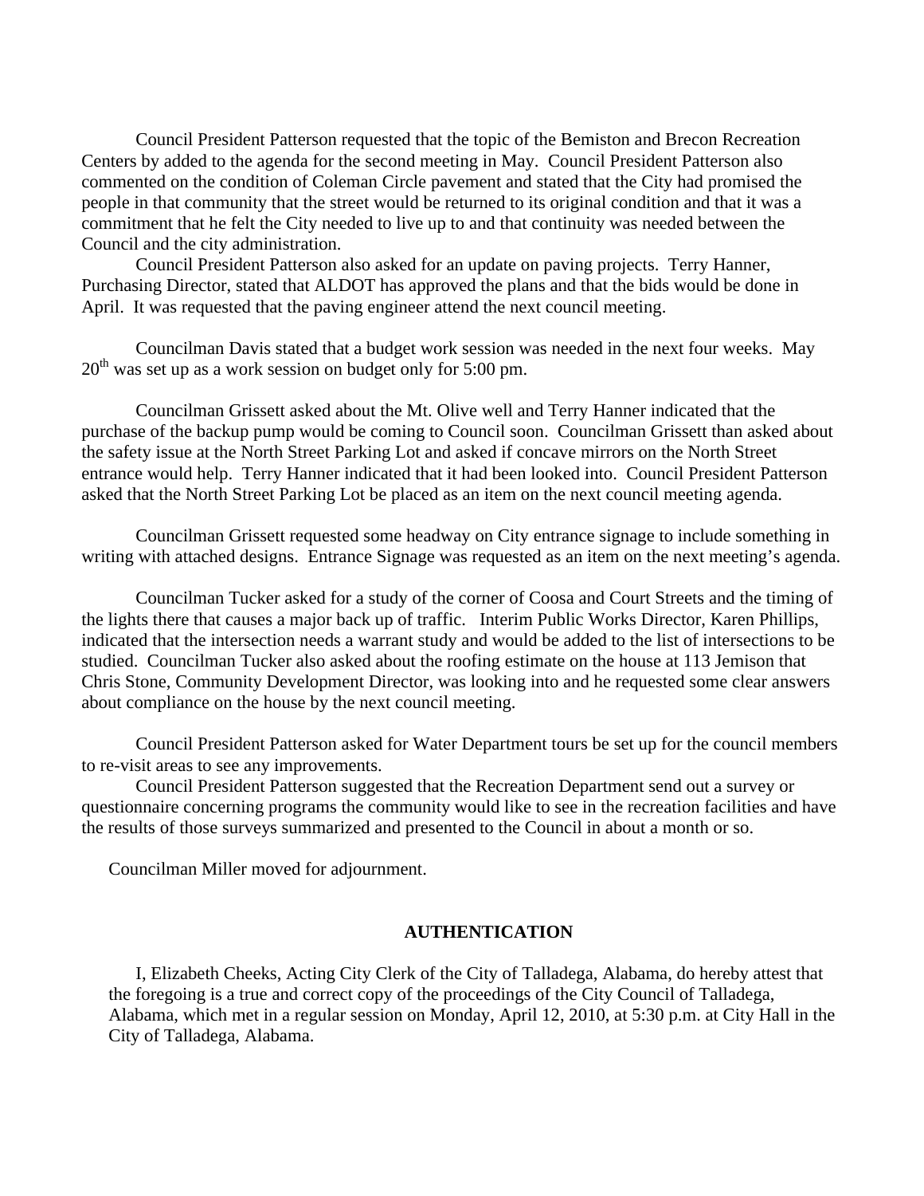Council President Patterson requested that the topic of the Bemiston and Brecon Recreation Centers by added to the agenda for the second meeting in May. Council President Patterson also commented on the condition of Coleman Circle pavement and stated that the City had promised the people in that community that the street would be returned to its original condition and that it was a commitment that he felt the City needed to live up to and that continuity was needed between the Council and the city administration.

Council President Patterson also asked for an update on paving projects. Terry Hanner, Purchasing Director, stated that ALDOT has approved the plans and that the bids would be done in April. It was requested that the paving engineer attend the next council meeting.

Councilman Davis stated that a budget work session was needed in the next four weeks. May 20th was set up as a work session on budget only for 5:00 pm.

Councilman Grissett asked about the Mt. Olive well and Terry Hanner indicated that the purchase of the backup pump would be coming to Council soon. Councilman Grissett than asked about the safety issue at the North Street Parking Lot and asked if concave mirrors on the North Street entrance would help. Terry Hanner indicated that it had been looked into. Council President Patterson asked that the North Street Parking Lot be placed as an item on the next council meeting agenda.

Councilman Grissett requested some headway on City entrance signage to include something in writing with attached designs. Entrance Signage was requested as an item on the next meeting's agenda.

Councilman Tucker asked for a study of the corner of Coosa and Court Streets and the timing of the lights there that causes a major back up of traffic. Interim Public Works Director, Karen Phillips, indicated that the intersection needs a warrant study and would be added to the list of intersections to be studied. Councilman Tucker also asked about the roofing estimate on the house at 113 Jemison that Chris Stone, Community Development Director, was looking into and he requested some clear answers about compliance on the house by the next council meeting.

Council President Patterson asked for Water Department tours be set up for the council members to re-visit areas to see any improvements.

Council President Patterson suggested that the Recreation Department send out a survey or questionnaire concerning programs the community would like to see in the recreation facilities and have the results of those surveys summarized and presented to the Council in about a month or so.

Councilman Miller moved for adjournment.

## AUTHENTICATION

I, Elizabeth Cheeks, Acting City Clerk of the City of Talladega, Alabama, do hereby attest that the foregoing is a true and correct copy of the proceedings of the City Council of Talladega, Alabama, which met in a regular session on Monday, April 12, 2010, at 5:30 p.m. at City Hall in the City of Talladega, Alabama.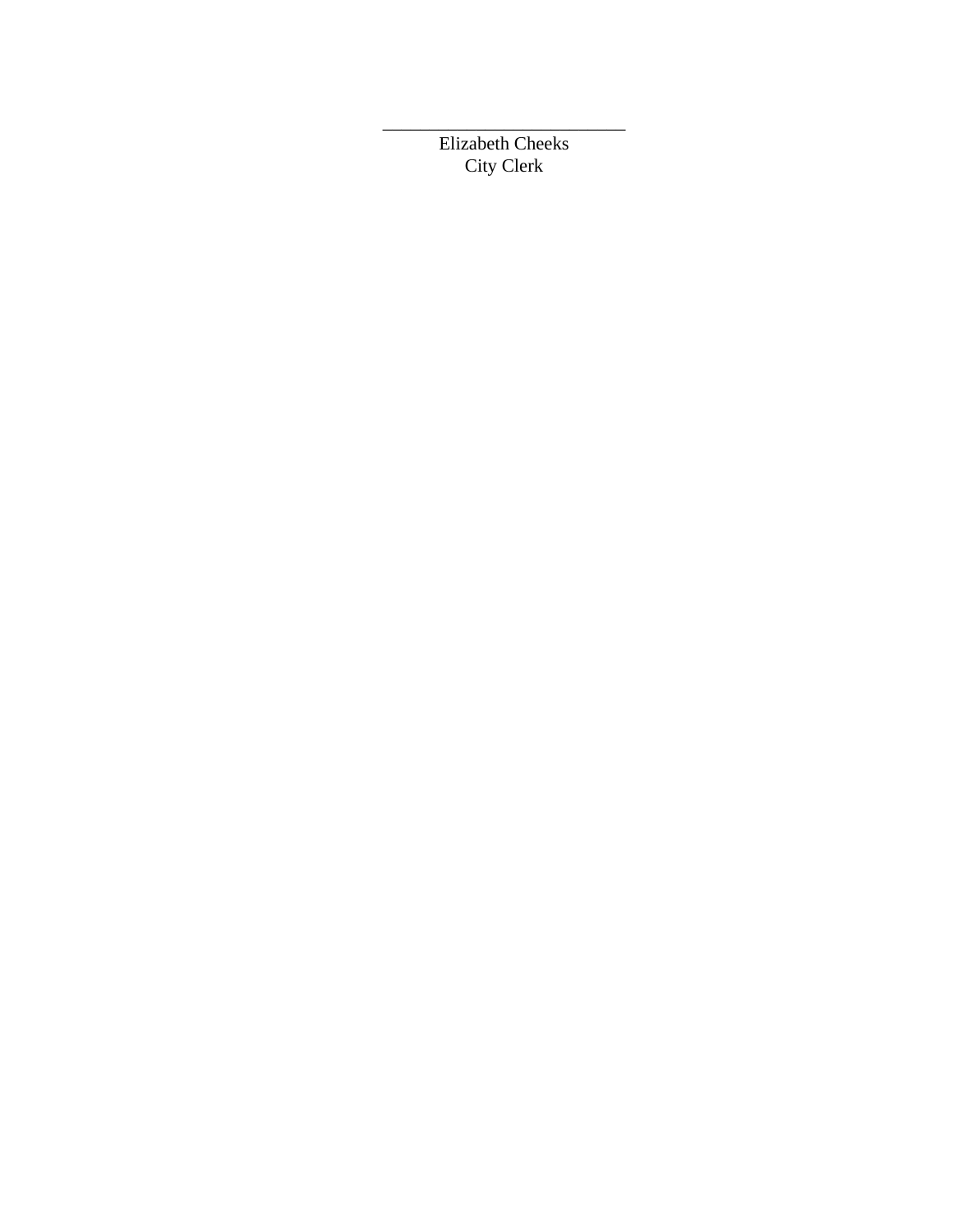\_\_\_\_\_\_\_\_\_\_\_\_\_\_\_\_\_\_\_\_\_\_\_\_\_\_\_\_\_\_

Elizabeth Cheeks
City Clerk